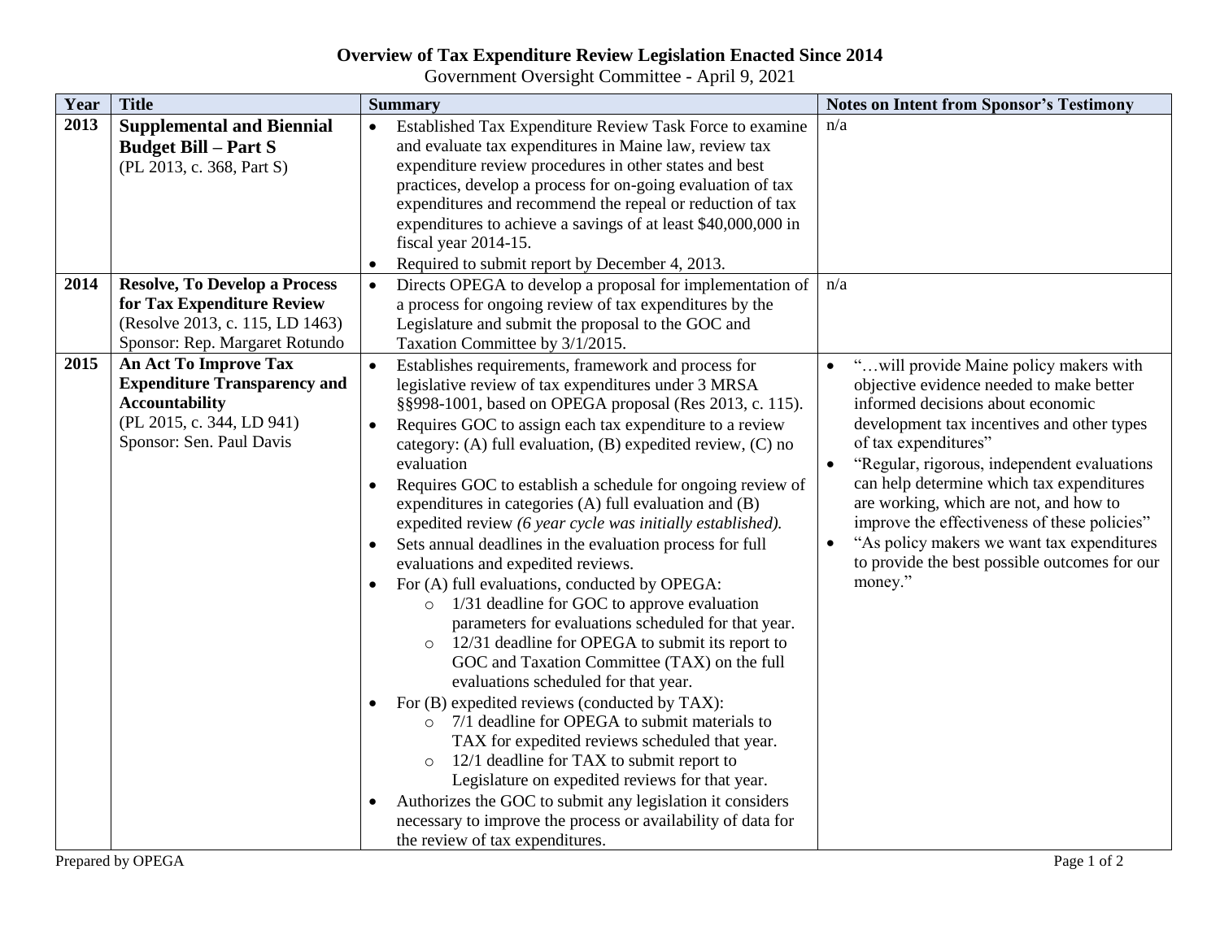**Overview of Tax Expenditure Review Legislation Enacted Since 2014**

Government Oversight Committee - April 9, 2021

| Year | Title | Summary | Notes on Intent from Sponsor's Testimony |
|---|---|---|---|
| **2013** | **Supplemental and Biennial Budget Bill – Part S**<br>(PL 2013, c. 368, Part S) | • Established Tax Expenditure Review Task Force to examine and evaluate tax expenditures in Maine law, review tax expenditure review procedures in other states and best practices, develop a process for on-going evaluation of tax expenditures and recommend the repeal or reduction of tax expenditures to achieve a savings of at least $40,000,000 in fiscal year 2014-15.<br>• Required to submit report by December 4, 2013. | n/a |
| **2014** | **Resolve, To Develop a Process for Tax Expenditure Review**<br>(Resolve 2013, c. 115, LD 1463)<br>Sponsor: Rep. Margaret Rotundo | • Directs OPEGA to develop a proposal for implementation of a process for ongoing review of tax expenditures by the Legislature and submit the proposal to the GOC and Taxation Committee by 3/1/2015. | n/a |
| **2015** | **An Act To Improve Tax Expenditure Transparency and Accountability**<br>(PL 2015, c. 344, LD 941)<br>Sponsor: Sen. Paul Davis | • Establishes requirements, framework and process for legislative review of tax expenditures under 3 MRSA §§998-1001, based on OPEGA proposal (Res 2013, c. 115).<br>• Requires GOC to assign each tax expenditure to a review category: (A) full evaluation, (B) expedited review, (C) no evaluation<br>• Requires GOC to establish a schedule for ongoing review of expenditures in categories (A) full evaluation and (B) expedited review *(6 year cycle was initially established).*<br>• Sets annual deadlines in the evaluation process for full evaluations and expedited reviews.<br>• For (A) full evaluations, conducted by OPEGA:<br>  ○ 1/31 deadline for GOC to approve evaluation parameters for evaluations scheduled for that year.<br>  ○ 12/31 deadline for OPEGA to submit its report to GOC and Taxation Committee (TAX) on the full evaluations scheduled for that year.<br>• For (B) expedited reviews (conducted by TAX):<br>  ○ 7/1 deadline for OPEGA to submit materials to TAX for expedited reviews scheduled that year.<br>  ○ 12/1 deadline for TAX to submit report to Legislature on expedited reviews for that year.<br>• Authorizes the GOC to submit any legislation it considers necessary to improve the process or availability of data for the review of tax expenditures. | • "…will provide Maine policy makers with objective evidence needed to make better informed decisions about economic development tax incentives and other types of tax expenditures"<br>• "Regular, rigorous, independent evaluations can help determine which tax expenditures are working, which are not, and how to improve the effectiveness of these policies"<br>• "As policy makers we want tax expenditures to provide the best possible outcomes for our money." |

Prepared by OPEGA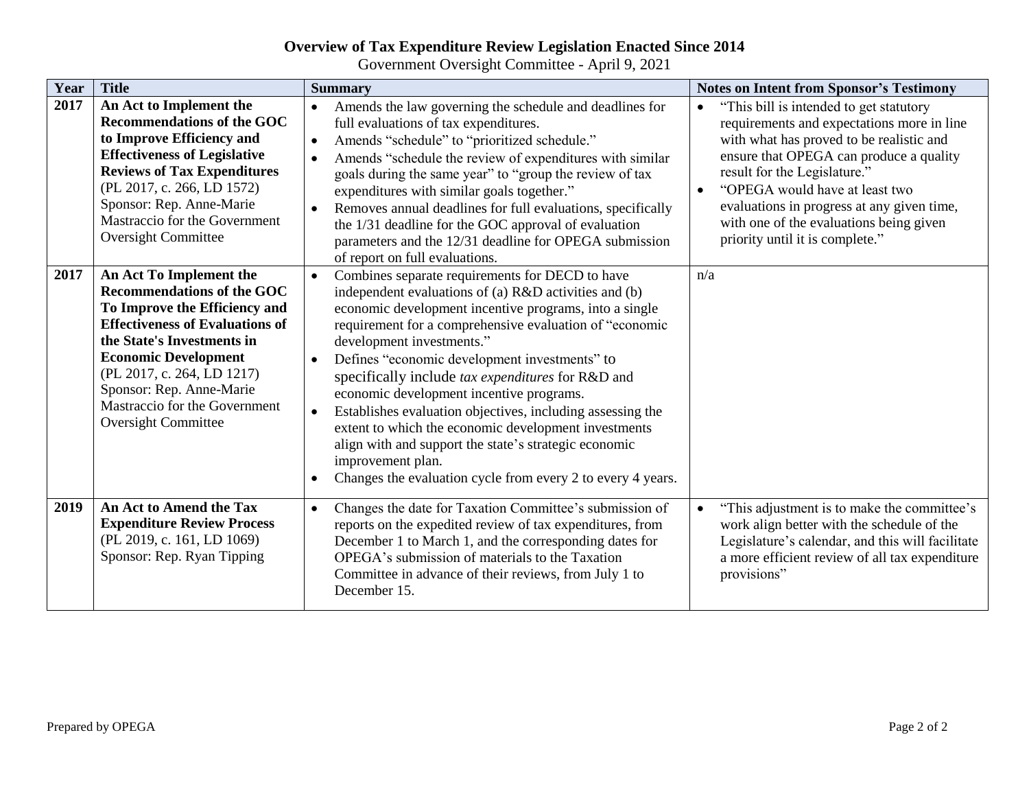## Overview of Tax Expenditure Review Legislation Enacted Since 2014

Government Oversight Committee - April 9, 2021

| Year | Title | Summary | Notes on Intent from Sponsor's Testimony |
|---|---|---|---|
| 2017 | **An Act to Implement the Recommendations of the GOC to Improve Efficiency and Effectiveness of Legislative Reviews of Tax Expenditures** (PL 2017, c. 266, LD 1572) Sponsor: Rep. Anne-Marie Mastraccio for the Government Oversight Committee | • Amends the law governing the schedule and deadlines for full evaluations of tax expenditures.<br>• Amends "schedule" to "prioritized schedule."<br>• Amends "schedule the review of expenditures with similar goals during the same year" to "group the review of tax expenditures with similar goals together."<br>• Removes annual deadlines for full evaluations, specifically the 1/31 deadline for the GOC approval of evaluation parameters and the 12/31 deadline for OPEGA submission of report on full evaluations. | • "This bill is intended to get statutory requirements and expectations more in line with what has proved to be realistic and ensure that OPEGA can produce a quality result for the Legislature."<br>• "OPEGA would have at least two evaluations in progress at any given time, with one of the evaluations being given priority until it is complete." |
| 2017 | **An Act To Implement the Recommendations of the GOC To Improve the Efficiency and Effectiveness of Evaluations of the State's Investments in Economic Development** (PL 2017, c. 264, LD 1217) Sponsor: Rep. Anne-Marie Mastraccio for the Government Oversight Committee | • Combines separate requirements for DECD to have independent evaluations of (a) R&D activities and (b) economic development incentive programs, into a single requirement for a comprehensive evaluation of "economic development investments."<br>• Defines "economic development investments" to specifically include *tax expenditures* for R&D and economic development incentive programs.<br>• Establishes evaluation objectives, including assessing the extent to which the economic development investments align with and support the state's strategic economic improvement plan.<br>• Changes the evaluation cycle from every 2 to every 4 years. | n/a |
| 2019 | **An Act to Amend the Tax Expenditure Review Process** (PL 2019, c. 161, LD 1069) Sponsor: Rep. Ryan Tipping | • Changes the date for Taxation Committee's submission of reports on the expedited review of tax expenditures, from December 1 to March 1, and the corresponding dates for OPEGA's submission of materials to the Taxation Committee in advance of their reviews, from July 1 to December 15. | • "This adjustment is to make the committee's work align better with the schedule of the Legislature's calendar, and this will facilitate a more efficient review of all tax expenditure provisions" |

Prepared by OPEGA